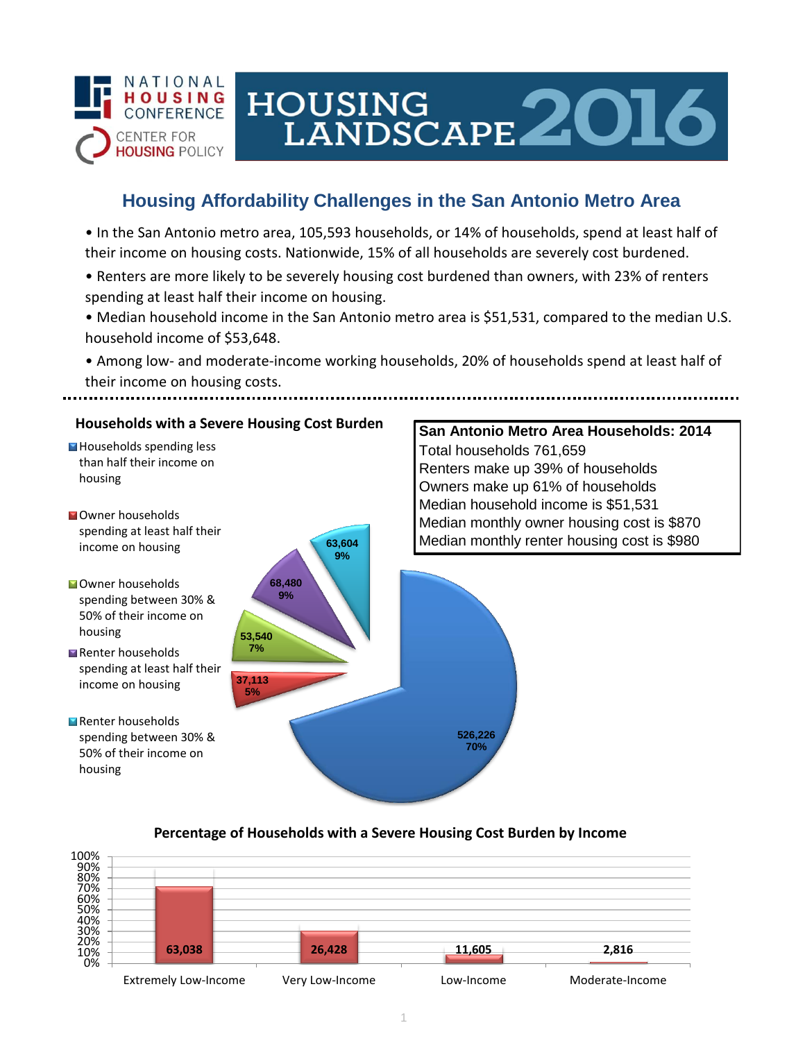NATIONAL HOUSING CONFERENCE
CENTER FOR HOUSING POLICY

# HOUSING LANDSCAPE 2016

## Housing Affordability Challenges in the San Antonio Metro Area

- In the San Antonio metro area, 105,593 households, or 14% of households, spend at least half of their income on housing costs. Nationwide, 15% of all households are severely cost burdened.
- Renters are more likely to be severely housing cost burdened than owners, with 23% of renters spending at least half their income on housing.
- Median household income in the San Antonio metro area is $51,531, compared to the median U.S. household income of $53,648.
- Among low- and moderate-income working households, 20% of households spend at least half of their income on housing costs.

### Households with a Severe Housing Cost Burden

| Category | Households | Percent |
|---|---|---|
| Households spending less than half their income on housing | 526,226 | 70% |
| Owner households spending at least half their income on housing | 37,113 | 5% |
| Owner households spending between 30% & 50% of their income on housing | 53,540 | 7% |
| Renter households spending at least half their income on housing | 68,480 | 9% |
| Renter households spending between 30% & 50% of their income on housing | 63,604 | 9% |

### San Antonio Metro Area Households: 2014

Total households 761,659
Renters make up 39% of households
Owners make up 61% of households
Median household income is $51,531
Median monthly owner housing cost is $870
Median monthly renter housing cost is $980

### Percentage of Households with a Severe Housing Cost Burden by Income

| Income Level | Households |
|---|---|
| Extremely Low-Income | 63,038 |
| Very Low-Income | 26,428 |
| Low-Income | 11,605 |
| Moderate-Income | 2,816 |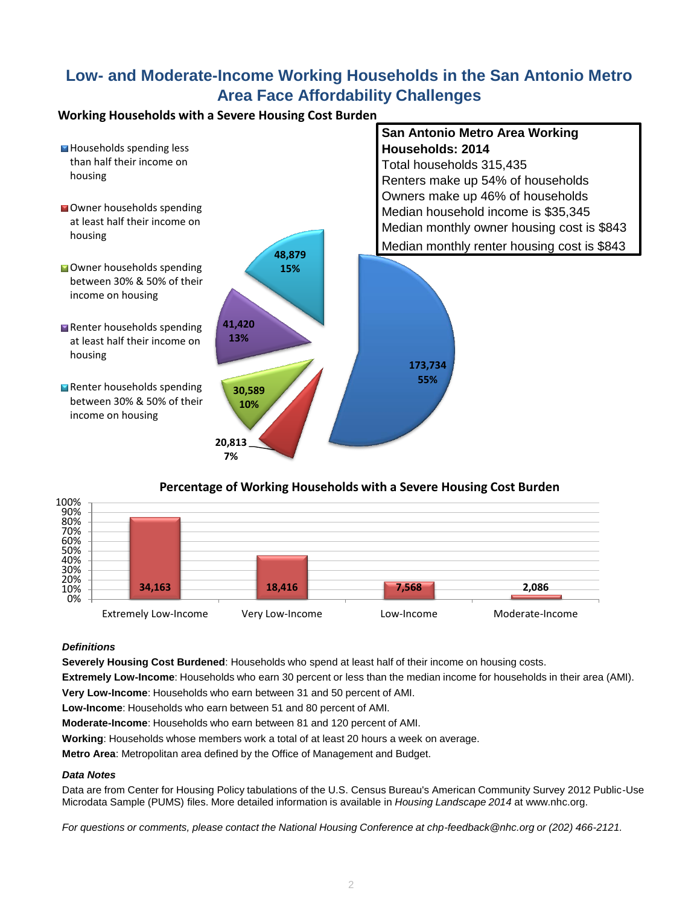# Low- and Moderate-Income Working Households in the San Antonio Metro Area Face Affordability Challenges

## Working Households with a Severe Housing Cost Burden

Households spending less than half their income on housing

Owner households spending at least half their income on housing

Owner households spending between 30% & 50% of their income on housing

Renter households spending at least half their income on housing

Renter households spending between 30% & 50% of their income on housing

48,879
15%

41,420
13%

30,589
10%

20,813
7%

173,734
55%

**San Antonio Metro Area Working Households: 2014**
Total households 315,435
Renters make up 54% of households
Owners make up 46% of households
Median household income is $35,345
Median monthly owner housing cost is $843
Median monthly renter housing cost is $843

## Percentage of Working Households with a Severe Housing Cost Burden

100%
90%
80%
70%
60%
50%
40%
30%
20%
10%
0%

34,163
18,416
7,568
2,086

Extremely Low-Income
Very Low-Income
Low-Income
Moderate-Income

***Definitions***

**Severely Housing Cost Burdened**: Households who spend at least half of their income on housing costs.

**Extremely Low-Income**: Households who earn 30 percent or less than the median income for households in their area (AMI).

**Very Low-Income**: Households who earn between 31 and 50 percent of AMI.

**Low-Income**: Households who earn between 51 and 80 percent of AMI.

**Moderate-Income**: Households who earn between 81 and 120 percent of AMI.

**Working**: Households whose members work a total of at least 20 hours a week on average.

**Metro Area**: Metropolitan area defined by the Office of Management and Budget.

***Data Notes***

Data are from Center for Housing Policy tabulations of the U.S. Census Bureau's American Community Survey 2012 Public-Use Microdata Sample (PUMS) files. More detailed information is available in *Housing Landscape 2014* at www.nhc.org.

*For questions or comments, please contact the National Housing Conference at chp-feedback@nhc.org or (202) 466-2121.*